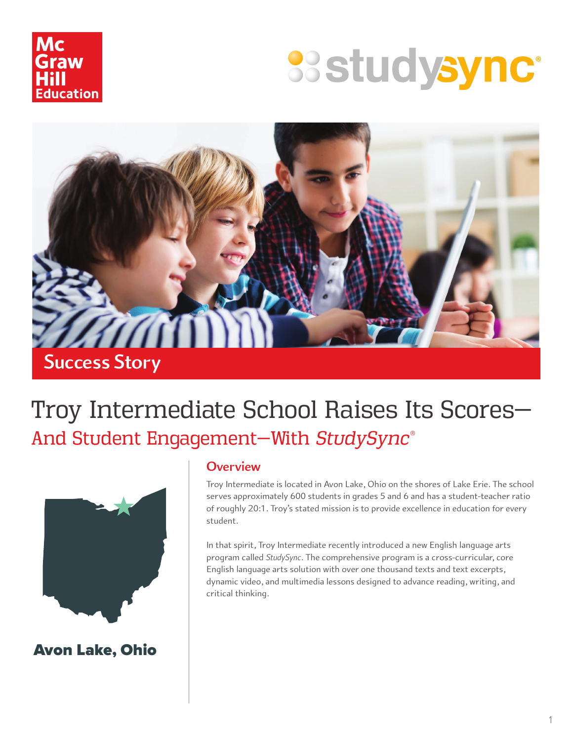Mc Graw Hill Education

studysync®

Success Story

# Troy Intermediate School Raises Its Scores—
## And Student Engagement—With *StudySync*®

**Avon Lake, Ohio**

### Overview

Troy Intermediate is located in Avon Lake, Ohio on the shores of Lake Erie. The school serves approximately 600 students in grades 5 and 6 and has a student-teacher ratio of roughly 20:1. Troy's stated mission is to provide excellence in education for every student.

In that spirit, Troy Intermediate recently introduced a new English language arts program called *StudySync*. The comprehensive program is a cross-curricular, core English language arts solution with over one thousand texts and text excerpts, dynamic video, and multimedia lessons designed to advance reading, writing, and critical thinking.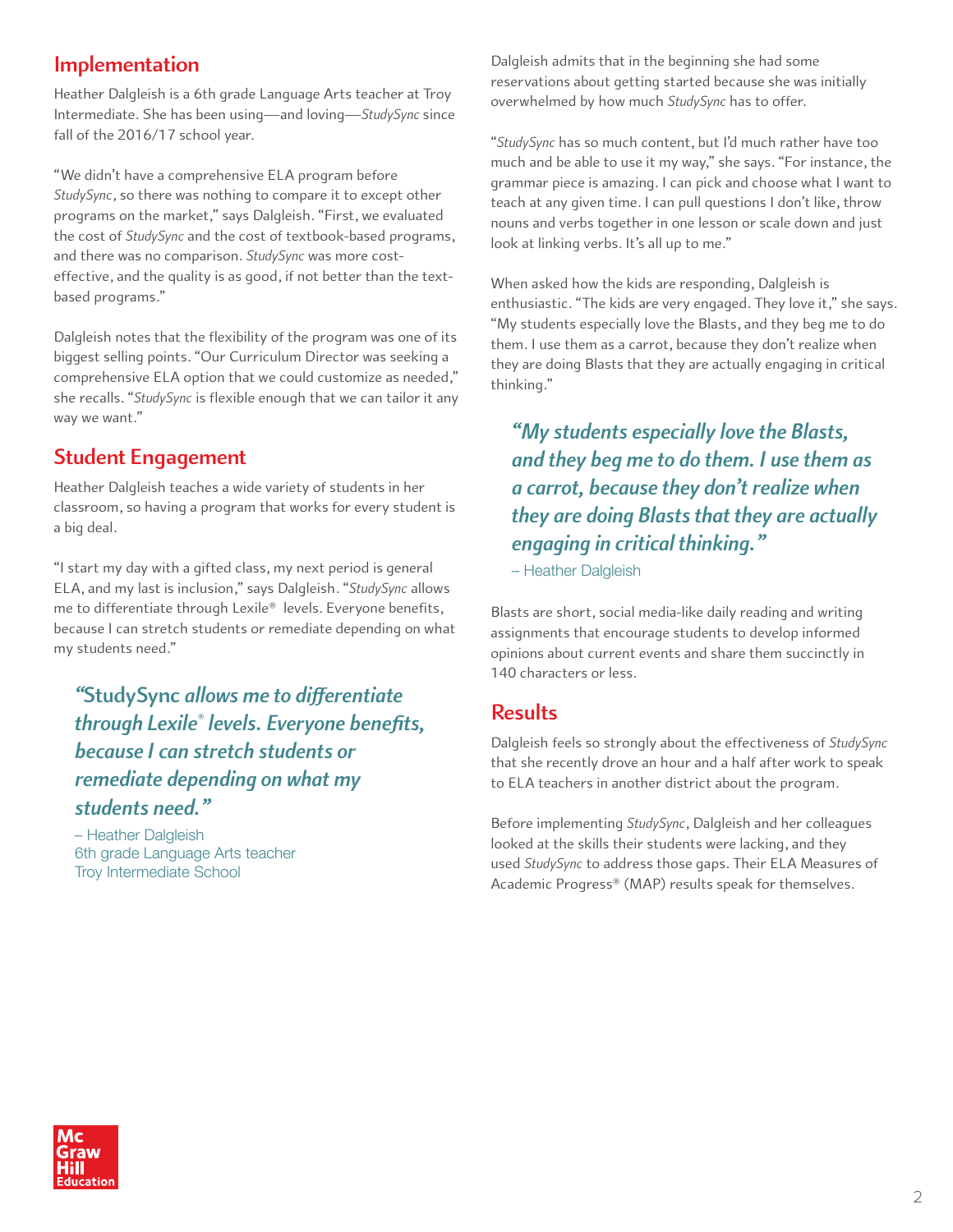## Implementation

Heather Dalgleish is a 6th grade Language Arts teacher at Troy Intermediate. She has been using—and loving—*StudySync* since fall of the 2016/17 school year.

"We didn't have a comprehensive ELA program before *StudySync*, so there was nothing to compare it to except other programs on the market," says Dalgleish. "First, we evaluated the cost of *StudySync* and the cost of textbook-based programs, and there was no comparison. *StudySync* was more cost-effective, and the quality is as good, if not better than the text-based programs."

Dalgleish notes that the flexibility of the program was one of its biggest selling points. "Our Curriculum Director was seeking a comprehensive ELA option that we could customize as needed," she recalls. "*StudySync* is flexible enough that we can tailor it any way we want."

## Student Engagement

Heather Dalgleish teaches a wide variety of students in her classroom, so having a program that works for every student is a big deal.

"I start my day with a gifted class, my next period is general ELA, and my last is inclusion," says Dalgleish. "*StudySync* allows me to differentiate through Lexile® levels. Everyone benefits, because I can stretch students or remediate depending on what my students need."

> ***"StudySync allows me to differentiate through Lexile® levels. Everyone benefits, because I can stretch students or remediate depending on what my students need."***
>
> – Heather Dalgleish
> 6th grade Language Arts teacher
> Troy Intermediate School

Dalgleish admits that in the beginning she had some reservations about getting started because she was initially overwhelmed by how much *StudySync* has to offer.

"*StudySync* has so much content, but I'd much rather have too much and be able to use it my way," she says. "For instance, the grammar piece is amazing. I can pick and choose what I want to teach at any given time. I can pull questions I don't like, throw nouns and verbs together in one lesson or scale down and just look at linking verbs. It's all up to me."

When asked how the kids are responding, Dalgleish is enthusiastic. "The kids are very engaged. They love it," she says. "My students especially love the Blasts, and they beg me to do them. I use them as a carrot, because they don't realize when they are doing Blasts that they are actually engaging in critical thinking."

> ***"My students especially love the Blasts, and they beg me to do them. I use them as a carrot, because they don't realize when they are doing Blasts that they are actually engaging in critical thinking."***
>
> – Heather Dalgleish

Blasts are short, social media-like daily reading and writing assignments that encourage students to develop informed opinions about current events and share them succinctly in 140 characters or less.

## Results

Dalgleish feels so strongly about the effectiveness of *StudySync* that she recently drove an hour and a half after work to speak to ELA teachers in another district about the program.

Before implementing *StudySync*, Dalgleish and her colleagues looked at the skills their students were lacking, and they used *StudySync* to address those gaps. Their ELA Measures of Academic Progress® (MAP) results speak for themselves.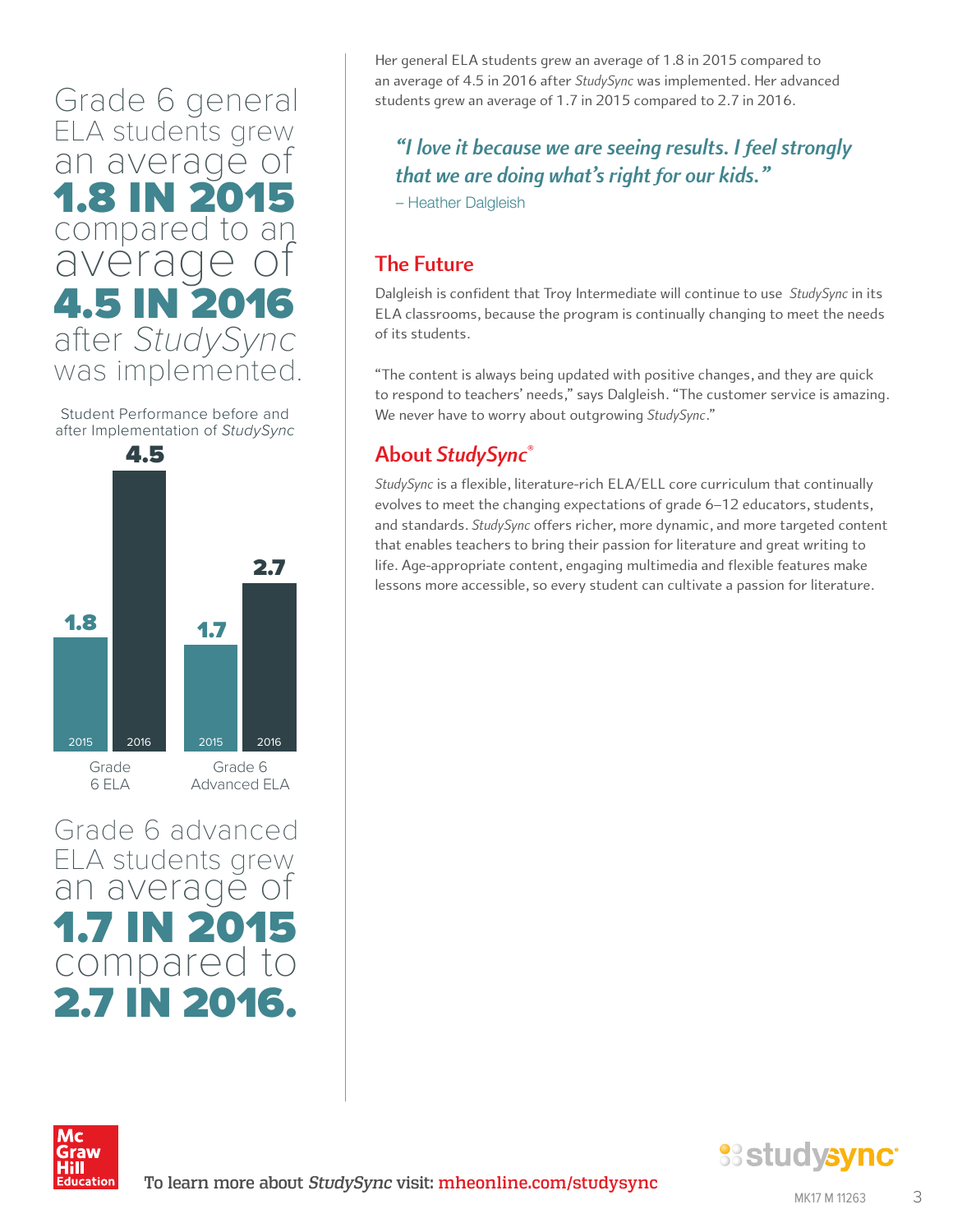Grade 6 general ELA students grew an average of **1.8 IN 2015** compared to an average of **4.5 IN 2016** after *StudySync* was implemented.

Student Performance before and after Implementation of *StudySync*

4.5

2.7

1.8

1.7

2015

2016

2015

2016

Grade 6 ELA

Grade 6 Advanced ELA

Grade 6 advanced ELA students grew an average of **1.7 IN 2015** compared to **2.7 IN 2016.**

Her general ELA students grew an average of 1.8 in 2015 compared to an average of 4.5 in 2016 after *StudySync* was implemented. Her advanced students grew an average of 1.7 in 2015 compared to 2.7 in 2016.

> *"I love it because we are seeing results. I feel strongly that we are doing what's right for our kids."*
>
> – Heather Dalgleish

## The Future

Dalgleish is confident that Troy Intermediate will continue to use *StudySync* in its ELA classrooms, because the program is continually changing to meet the needs of its students.

"The content is always being updated with positive changes, and they are quick to respond to teachers' needs," says Dalgleish. "The customer service is amazing. We never have to worry about outgrowing *StudySync*."

## About *StudySync*®

*StudySync* is a flexible, literature-rich ELA/ELL core curriculum that continually evolves to meet the changing expectations of grade 6–12 educators, students, and standards. *StudySync* offers richer, more dynamic, and more targeted content that enables teachers to bring their passion for literature and great writing to life. Age-appropriate content, engaging multimedia and flexible features make lessons more accessible, so every student can cultivate a passion for literature.

McGraw Hill Education

To learn more about *StudySync* visit: mheonline.com/studysync

studysync

MK17 M 11263